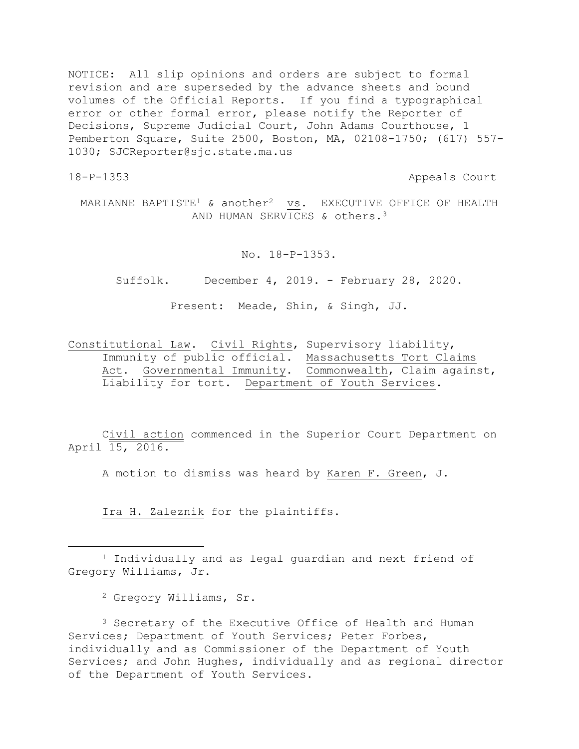NOTICE: All slip opinions and orders are subject to formal revision and are superseded by the advance sheets and bound volumes of the Official Reports. If you find a typographical error or other formal error, please notify the Reporter of Decisions, Supreme Judicial Court, John Adams Courthouse, 1 Pemberton Square, Suite 2500, Boston, MA, 02108-1750; (617) 557-1030; SJCReporter@sjc.state.ma.us

18-P-1353 Appeals Court

MARIANNE BAPTISTE[1] & another[2] vs. EXECUTIVE OFFICE OF HEALTH AND HUMAN SERVICES & others.[3]

No. 18-P-1353.

Suffolk. December 4, 2019. - February 28, 2020.

Present: Meade, Shin, & Singh, JJ.

Constitutional Law. Civil Rights, Supervisory liability, Immunity of public official. Massachusetts Tort Claims Act. Governmental Immunity. Commonwealth, Claim against, Liability for tort. Department of Youth Services.

Civil action commenced in the Superior Court Department on April 15, 2016.

A motion to dismiss was heard by Karen F. Green, J.

Ira H. Zaleznik for the plaintiffs.

---

[1] Individually and as legal guardian and next friend of Gregory Williams, Jr.

[2] Gregory Williams, Sr.

[3] Secretary of the Executive Office of Health and Human Services; Department of Youth Services; Peter Forbes, individually and as Commissioner of the Department of Youth Services; and John Hughes, individually and as regional director of the Department of Youth Services.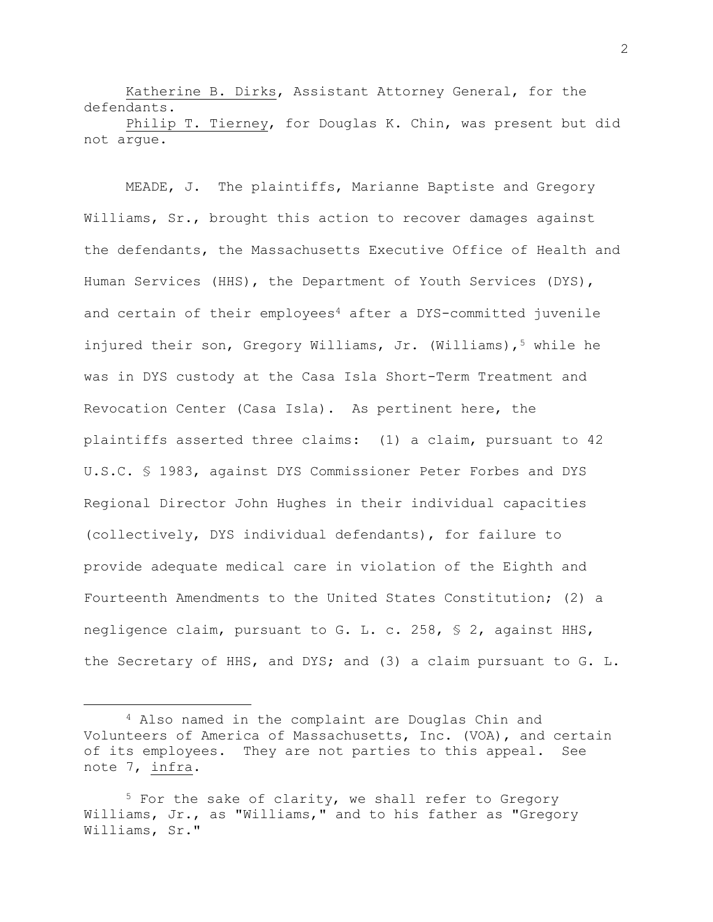Katherine B. Dirks, Assistant Attorney General, for the defendants.
Philip T. Tierney, for Douglas K. Chin, was present but did not argue.

MEADE, J. The plaintiffs, Marianne Baptiste and Gregory Williams, Sr., brought this action to recover damages against the defendants, the Massachusetts Executive Office of Health and Human Services (HHS), the Department of Youth Services (DYS), and certain of their employees[4] after a DYS-committed juvenile injured their son, Gregory Williams, Jr. (Williams),[5] while he was in DYS custody at the Casa Isla Short-Term Treatment and Revocation Center (Casa Isla). As pertinent here, the plaintiffs asserted three claims: (1) a claim, pursuant to 42 U.S.C. § 1983, against DYS Commissioner Peter Forbes and DYS Regional Director John Hughes in their individual capacities (collectively, DYS individual defendants), for failure to provide adequate medical care in violation of the Eighth and Fourteenth Amendments to the United States Constitution; (2) a negligence claim, pursuant to G. L. c. 258, § 2, against HHS, the Secretary of HHS, and DYS; and (3) a claim pursuant to G. L.

---

[4] Also named in the complaint are Douglas Chin and Volunteers of America of Massachusetts, Inc. (VOA), and certain of its employees. They are not parties to this appeal. See note 7, infra.

[5] For the sake of clarity, we shall refer to Gregory Williams, Jr., as "Williams," and to his father as "Gregory Williams, Sr."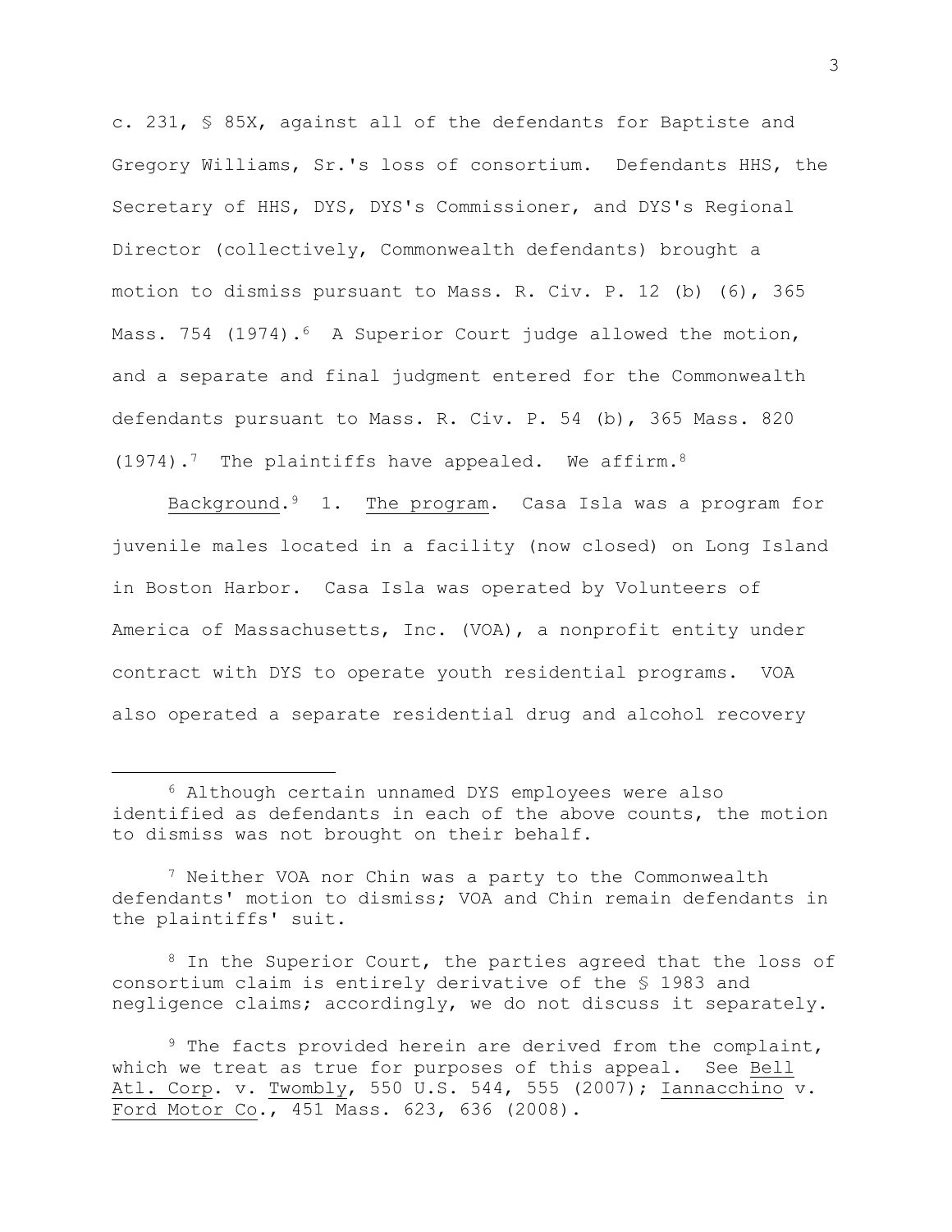c. 231, § 85X, against all of the defendants for Baptiste and Gregory Williams, Sr.'s loss of consortium. Defendants HHS, the Secretary of HHS, DYS, DYS's Commissioner, and DYS's Regional Director (collectively, Commonwealth defendants) brought a motion to dismiss pursuant to Mass. R. Civ. P. 12 (b) (6), 365 Mass. 754 (1974).[6] A Superior Court judge allowed the motion, and a separate and final judgment entered for the Commonwealth defendants pursuant to Mass. R. Civ. P. 54 (b), 365 Mass. 820 (1974).[7] The plaintiffs have appealed. We affirm.[8]

Background.[9] 1. The program. Casa Isla was a program for juvenile males located in a facility (now closed) on Long Island in Boston Harbor. Casa Isla was operated by Volunteers of America of Massachusetts, Inc. (VOA), a nonprofit entity under contract with DYS to operate youth residential programs. VOA also operated a separate residential drug and alcohol recovery

[6] Although certain unnamed DYS employees were also identified as defendants in each of the above counts, the motion to dismiss was not brought on their behalf.

[7] Neither VOA nor Chin was a party to the Commonwealth defendants' motion to dismiss; VOA and Chin remain defendants in the plaintiffs' suit.

[8] In the Superior Court, the parties agreed that the loss of consortium claim is entirely derivative of the § 1983 and negligence claims; accordingly, we do not discuss it separately.

[9] The facts provided herein are derived from the complaint, which we treat as true for purposes of this appeal. See Bell Atl. Corp. v. Twombly, 550 U.S. 544, 555 (2007); Iannacchino v. Ford Motor Co., 451 Mass. 623, 636 (2008).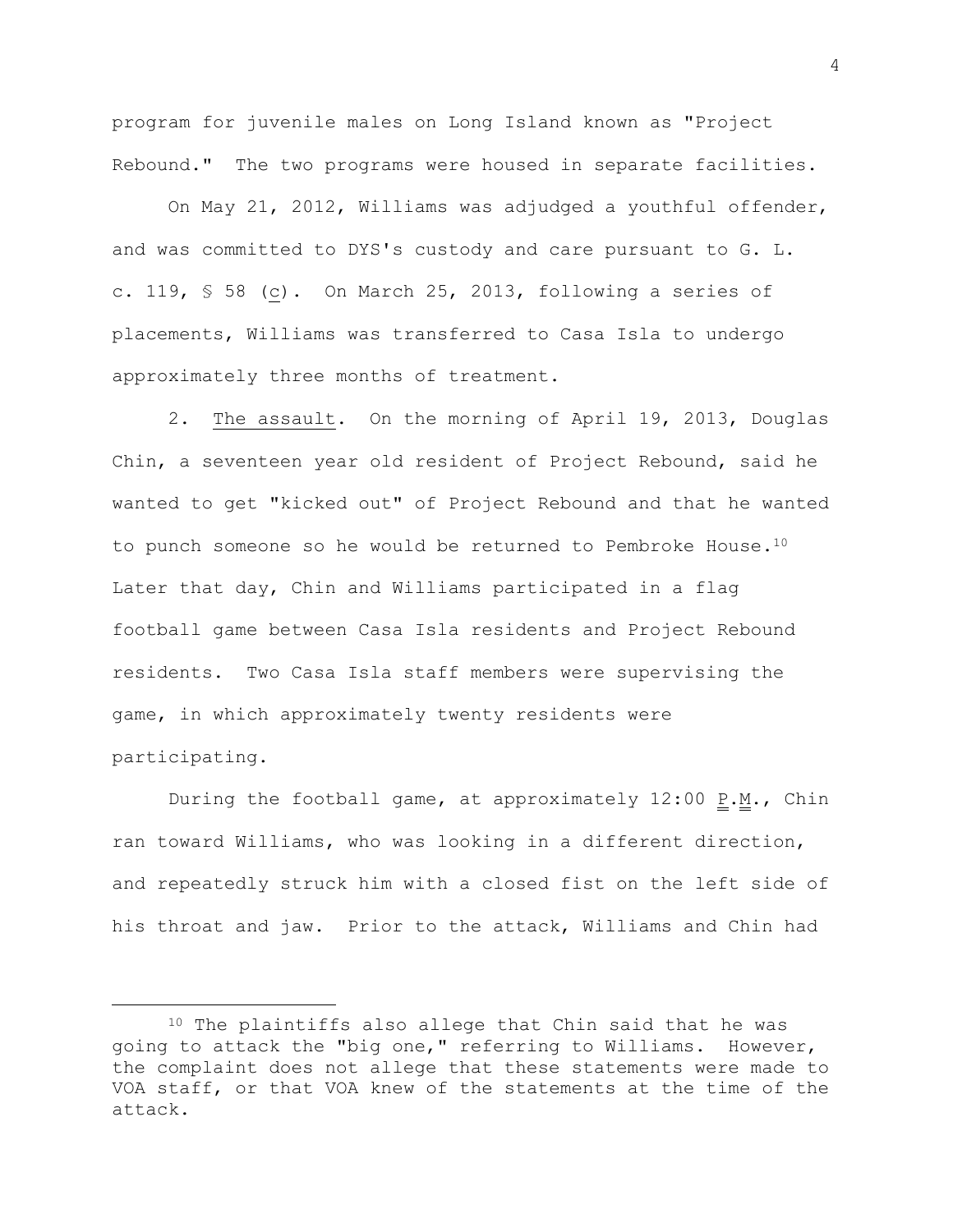program for juvenile males on Long Island known as "Project Rebound." The two programs were housed in separate facilities.

On May 21, 2012, Williams was adjudged a youthful offender, and was committed to DYS's custody and care pursuant to G. L. c. 119, § 58 (c). On March 25, 2013, following a series of placements, Williams was transferred to Casa Isla to undergo approximately three months of treatment.

2. The assault. On the morning of April 19, 2013, Douglas Chin, a seventeen year old resident of Project Rebound, said he wanted to get "kicked out" of Project Rebound and that he wanted to punch someone so he would be returned to Pembroke House.[10] Later that day, Chin and Williams participated in a flag football game between Casa Isla residents and Project Rebound residents. Two Casa Isla staff members were supervising the game, in which approximately twenty residents were participating.

During the football game, at approximately 12:00 P.M., Chin ran toward Williams, who was looking in a different direction, and repeatedly struck him with a closed fist on the left side of his throat and jaw. Prior to the attack, Williams and Chin had

---

[10] The plaintiffs also allege that Chin said that he was going to attack the "big one," referring to Williams. However, the complaint does not allege that these statements were made to VOA staff, or that VOA knew of the statements at the time of the attack.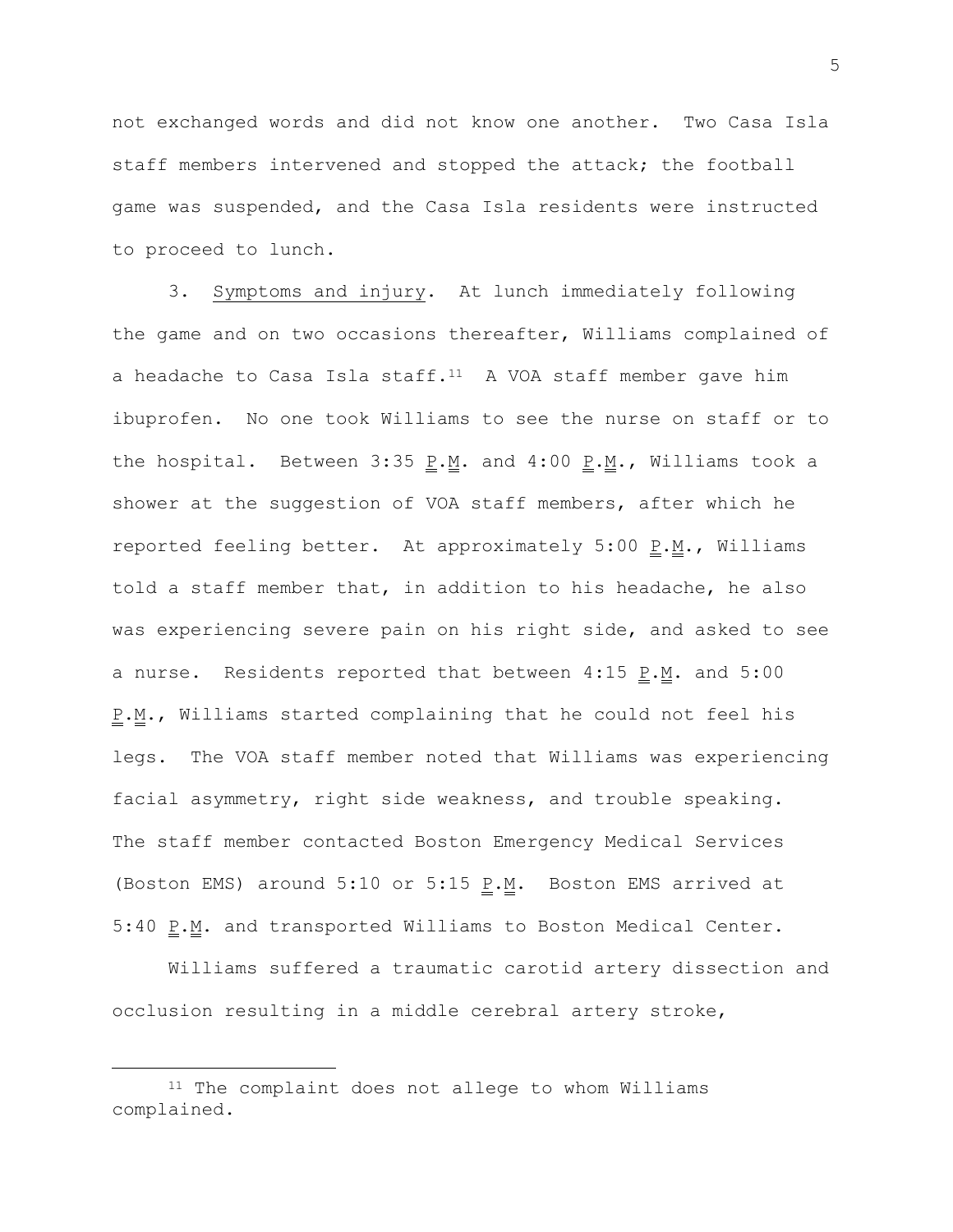not exchanged words and did not know one another. Two Casa Isla staff members intervened and stopped the attack; the football game was suspended, and the Casa Isla residents were instructed to proceed to lunch.

3. Symptoms and injury. At lunch immediately following the game and on two occasions thereafter, Williams complained of a headache to Casa Isla staff.[11] A VOA staff member gave him ibuprofen. No one took Williams to see the nurse on staff or to the hospital. Between 3:35 P.M. and 4:00 P.M., Williams took a shower at the suggestion of VOA staff members, after which he reported feeling better. At approximately 5:00 P.M., Williams told a staff member that, in addition to his headache, he also was experiencing severe pain on his right side, and asked to see a nurse. Residents reported that between 4:15 P.M. and 5:00 P.M., Williams started complaining that he could not feel his legs. The VOA staff member noted that Williams was experiencing facial asymmetry, right side weakness, and trouble speaking. The staff member contacted Boston Emergency Medical Services (Boston EMS) around 5:10 or 5:15 P.M. Boston EMS arrived at 5:40 P.M. and transported Williams to Boston Medical Center.

Williams suffered a traumatic carotid artery dissection and occlusion resulting in a middle cerebral artery stroke,

---

[11] The complaint does not allege to whom Williams complained.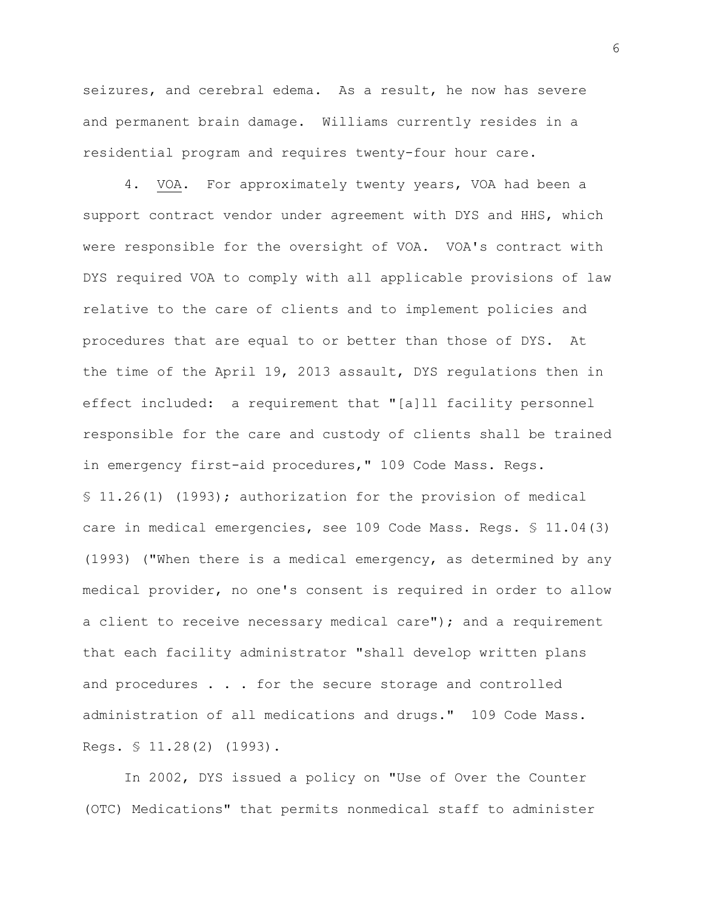seizures, and cerebral edema. As a result, he now has severe and permanent brain damage. Williams currently resides in a residential program and requires twenty-four hour care.

4. VOA. For approximately twenty years, VOA had been a support contract vendor under agreement with DYS and HHS, which were responsible for the oversight of VOA. VOA's contract with DYS required VOA to comply with all applicable provisions of law relative to the care of clients and to implement policies and procedures that are equal to or better than those of DYS. At the time of the April 19, 2013 assault, DYS regulations then in effect included: a requirement that "[a]ll facility personnel responsible for the care and custody of clients shall be trained in emergency first-aid procedures," 109 Code Mass. Regs. § 11.26(1) (1993); authorization for the provision of medical care in medical emergencies, see 109 Code Mass. Regs. § 11.04(3) (1993) ("When there is a medical emergency, as determined by any medical provider, no one's consent is required in order to allow a client to receive necessary medical care"); and a requirement that each facility administrator "shall develop written plans and procedures . . . for the secure storage and controlled administration of all medications and drugs." 109 Code Mass. Regs. § 11.28(2) (1993).

In 2002, DYS issued a policy on "Use of Over the Counter (OTC) Medications" that permits nonmedical staff to administer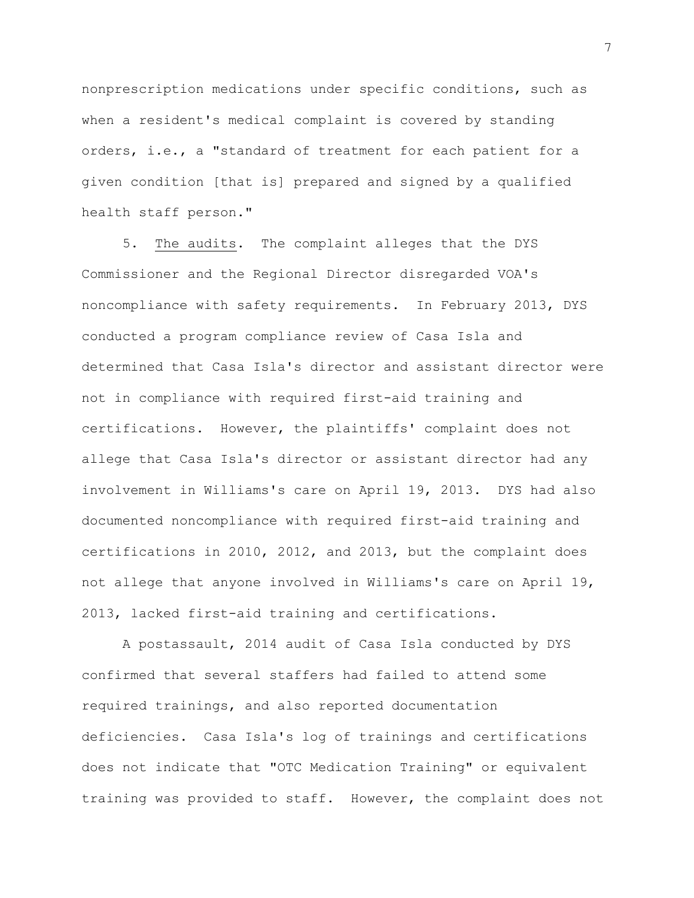nonprescription medications under specific conditions, such as when a resident's medical complaint is covered by standing orders, i.e., a "standard of treatment for each patient for a given condition [that is] prepared and signed by a qualified health staff person."

5. The audits. The complaint alleges that the DYS Commissioner and the Regional Director disregarded VOA's noncompliance with safety requirements. In February 2013, DYS conducted a program compliance review of Casa Isla and determined that Casa Isla's director and assistant director were not in compliance with required first-aid training and certifications. However, the plaintiffs' complaint does not allege that Casa Isla's director or assistant director had any involvement in Williams's care on April 19, 2013. DYS had also documented noncompliance with required first-aid training and certifications in 2010, 2012, and 2013, but the complaint does not allege that anyone involved in Williams's care on April 19, 2013, lacked first-aid training and certifications.

A postassault, 2014 audit of Casa Isla conducted by DYS confirmed that several staffers had failed to attend some required trainings, and also reported documentation deficiencies. Casa Isla's log of trainings and certifications does not indicate that "OTC Medication Training" or equivalent training was provided to staff. However, the complaint does not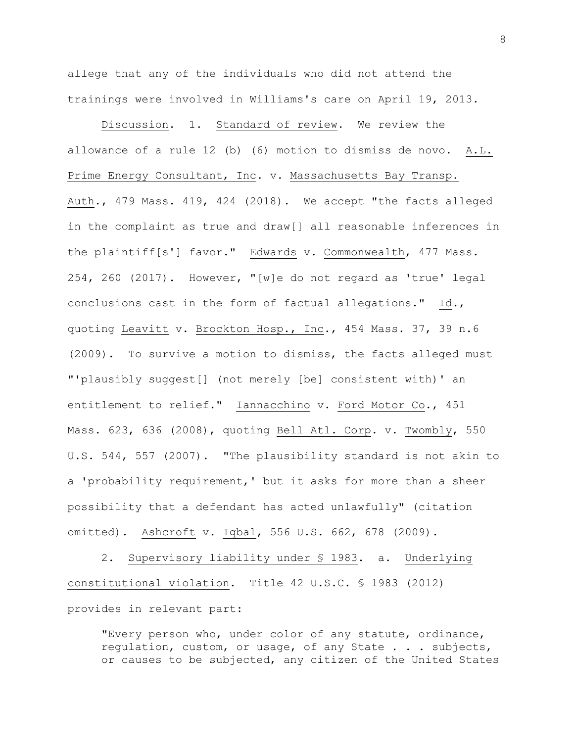allege that any of the individuals who did not attend the trainings were involved in Williams's care on April 19, 2013.

Discussion. 1. Standard of review. We review the allowance of a rule 12 (b) (6) motion to dismiss de novo. A.L. Prime Energy Consultant, Inc. v. Massachusetts Bay Transp. Auth., 479 Mass. 419, 424 (2018). We accept "the facts alleged in the complaint as true and draw[] all reasonable inferences in the plaintiff[s'] favor." Edwards v. Commonwealth, 477 Mass. 254, 260 (2017). However, "[w]e do not regard as 'true' legal conclusions cast in the form of factual allegations." Id., quoting Leavitt v. Brockton Hosp., Inc., 454 Mass. 37, 39 n.6 (2009). To survive a motion to dismiss, the facts alleged must "'plausibly suggest[] (not merely [be] consistent with)' an entitlement to relief." Iannacchino v. Ford Motor Co., 451 Mass. 623, 636 (2008), quoting Bell Atl. Corp. v. Twombly, 550 U.S. 544, 557 (2007). "The plausibility standard is not akin to a 'probability requirement,' but it asks for more than a sheer possibility that a defendant has acted unlawfully" (citation omitted). Ashcroft v. Iqbal, 556 U.S. 662, 678 (2009).

2. Supervisory liability under § 1983. a. Underlying constitutional violation. Title 42 U.S.C. § 1983 (2012) provides in relevant part:

> "Every person who, under color of any statute, ordinance, regulation, custom, or usage, of any State . . . subjects, or causes to be subjected, any citizen of the United States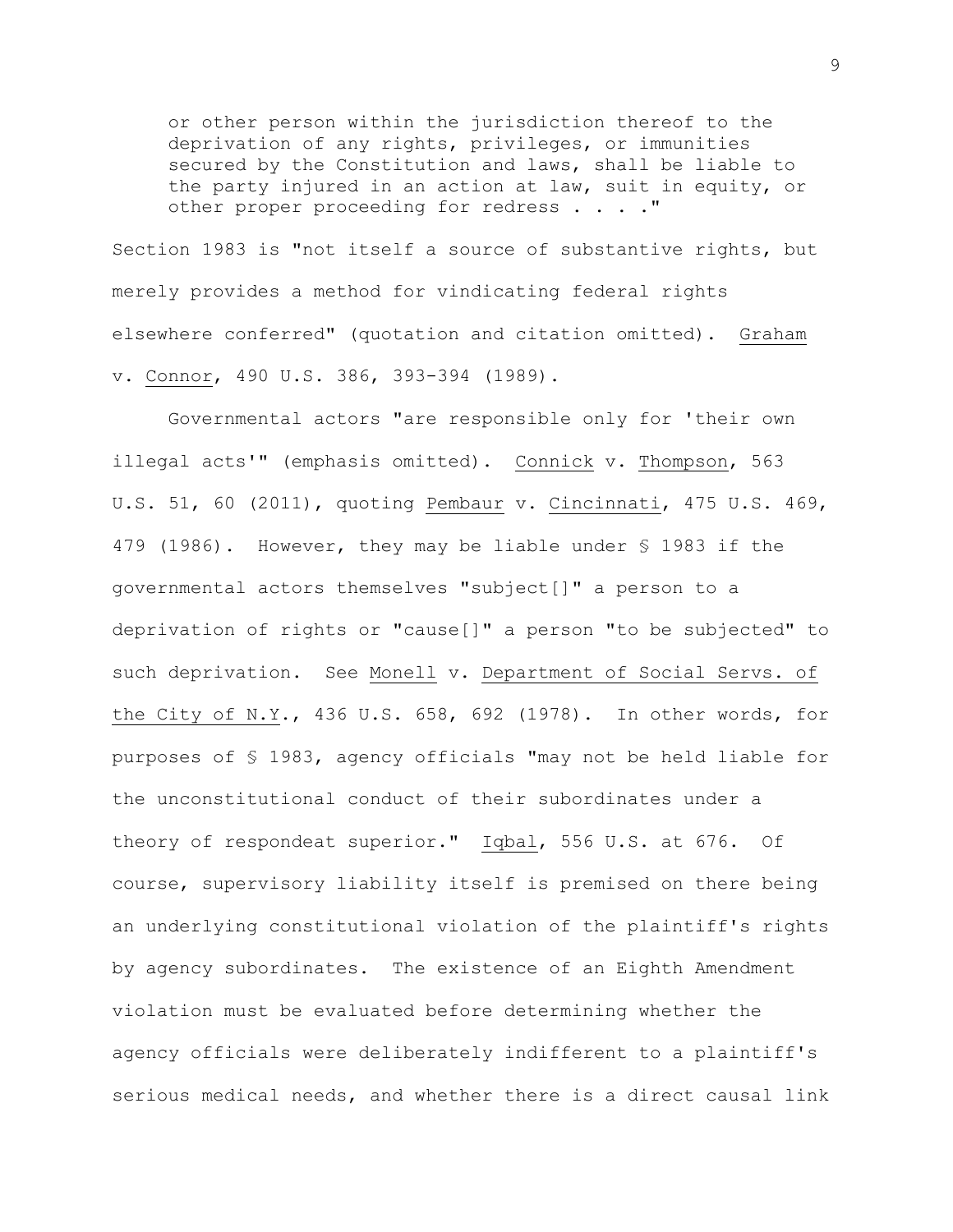> or other person within the jurisdiction thereof to the deprivation of any rights, privileges, or immunities secured by the Constitution and laws, shall be liable to the party injured in an action at law, suit in equity, or other proper proceeding for redress . . . ."

Section 1983 is "not itself a source of substantive rights, but merely provides a method for vindicating federal rights elsewhere conferred" (quotation and citation omitted). Graham v. Connor, 490 U.S. 386, 393-394 (1989).

Governmental actors "are responsible only for 'their own illegal acts'" (emphasis omitted). Connick v. Thompson, 563 U.S. 51, 60 (2011), quoting Pembaur v. Cincinnati, 475 U.S. 469, 479 (1986). However, they may be liable under § 1983 if the governmental actors themselves "subject[]" a person to a deprivation of rights or "cause[]" a person "to be subjected" to such deprivation. See Monell v. Department of Social Servs. of the City of N.Y., 436 U.S. 658, 692 (1978). In other words, for purposes of § 1983, agency officials "may not be held liable for the unconstitutional conduct of their subordinates under a theory of respondeat superior." Iqbal, 556 U.S. at 676. Of course, supervisory liability itself is premised on there being an underlying constitutional violation of the plaintiff's rights by agency subordinates. The existence of an Eighth Amendment violation must be evaluated before determining whether the agency officials were deliberately indifferent to a plaintiff's serious medical needs, and whether there is a direct causal link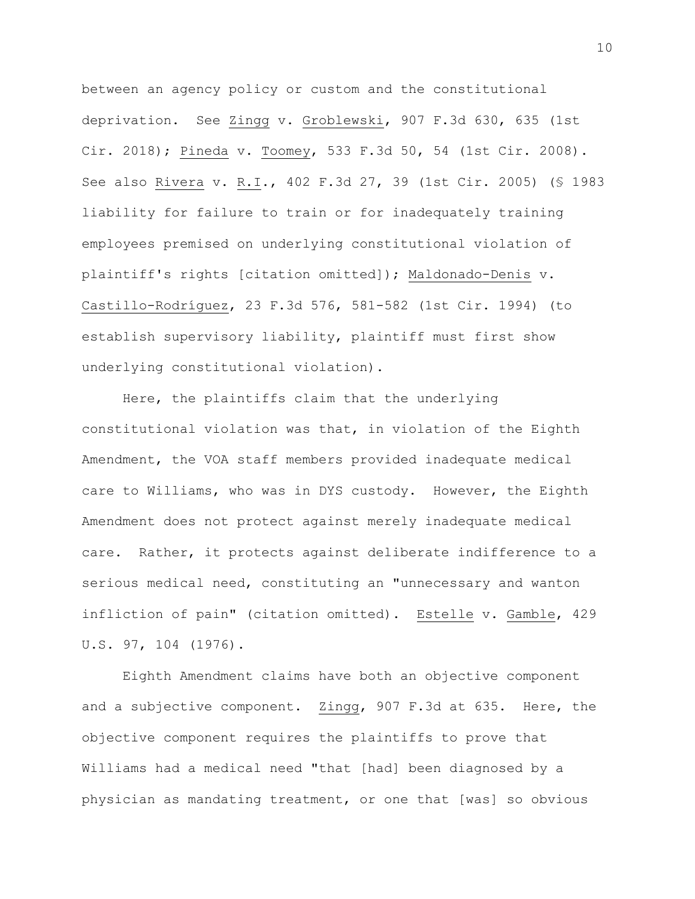between an agency policy or custom and the constitutional deprivation. See Zingg v. Groblewski, 907 F.3d 630, 635 (1st Cir. 2018); Pineda v. Toomey, 533 F.3d 50, 54 (1st Cir. 2008). See also Rivera v. R.I., 402 F.3d 27, 39 (1st Cir. 2005) (§ 1983 liability for failure to train or for inadequately training employees premised on underlying constitutional violation of plaintiff's rights [citation omitted]); Maldonado-Denis v. Castillo-Rodríguez, 23 F.3d 576, 581-582 (1st Cir. 1994) (to establish supervisory liability, plaintiff must first show underlying constitutional violation).

Here, the plaintiffs claim that the underlying constitutional violation was that, in violation of the Eighth Amendment, the VOA staff members provided inadequate medical care to Williams, who was in DYS custody. However, the Eighth Amendment does not protect against merely inadequate medical care. Rather, it protects against deliberate indifference to a serious medical need, constituting an "unnecessary and wanton infliction of pain" (citation omitted). Estelle v. Gamble, 429 U.S. 97, 104 (1976).

Eighth Amendment claims have both an objective component and a subjective component. Zingg, 907 F.3d at 635. Here, the objective component requires the plaintiffs to prove that Williams had a medical need "that [had] been diagnosed by a physician as mandating treatment, or one that [was] so obvious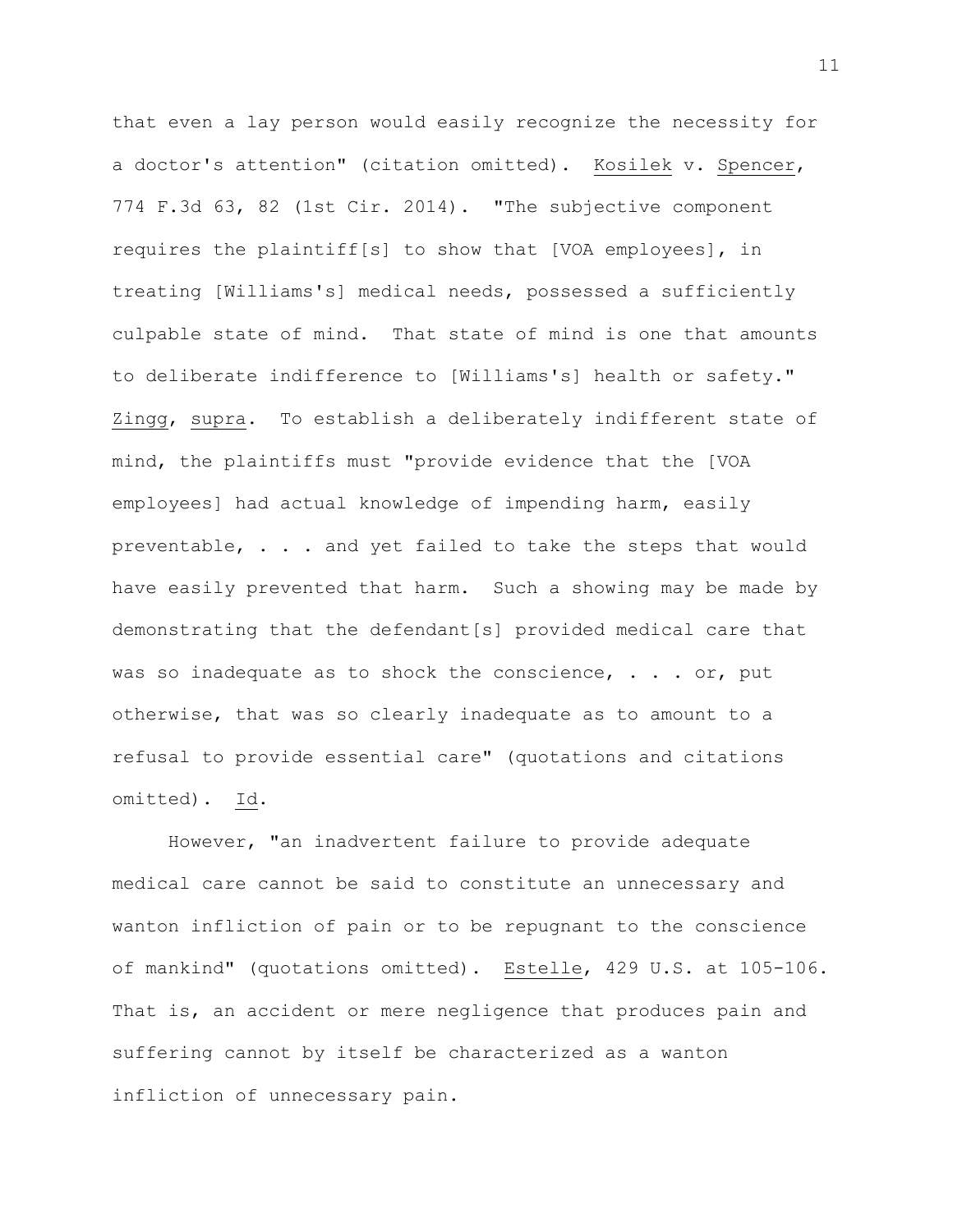that even a lay person would easily recognize the necessity for a doctor's attention" (citation omitted). Kosilek v. Spencer, 774 F.3d 63, 82 (1st Cir. 2014). "The subjective component requires the plaintiff[s] to show that [VOA employees], in treating [Williams's] medical needs, possessed a sufficiently culpable state of mind. That state of mind is one that amounts to deliberate indifference to [Williams's] health or safety." Zingg, supra. To establish a deliberately indifferent state of mind, the plaintiffs must "provide evidence that the [VOA employees] had actual knowledge of impending harm, easily preventable, . . . and yet failed to take the steps that would have easily prevented that harm. Such a showing may be made by demonstrating that the defendant[s] provided medical care that was so inadequate as to shock the conscience, . . . or, put otherwise, that was so clearly inadequate as to amount to a refusal to provide essential care" (quotations and citations omitted). Id.

However, "an inadvertent failure to provide adequate medical care cannot be said to constitute an unnecessary and wanton infliction of pain or to be repugnant to the conscience of mankind" (quotations omitted). Estelle, 429 U.S. at 105-106. That is, an accident or mere negligence that produces pain and suffering cannot by itself be characterized as a wanton infliction of unnecessary pain.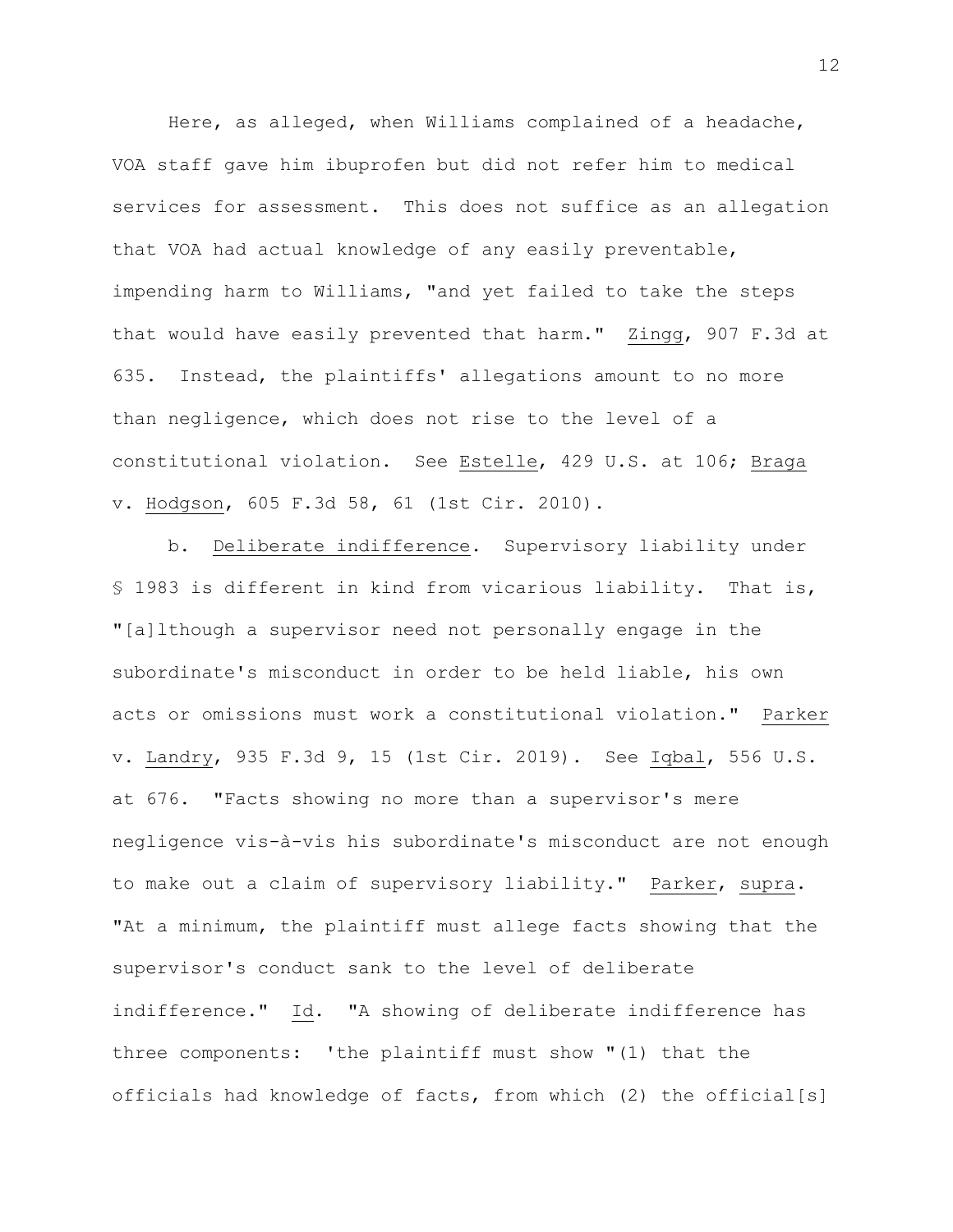Here, as alleged, when Williams complained of a headache, VOA staff gave him ibuprofen but did not refer him to medical services for assessment. This does not suffice as an allegation that VOA had actual knowledge of any easily preventable, impending harm to Williams, "and yet failed to take the steps that would have easily prevented that harm." Zingg, 907 F.3d at 635. Instead, the plaintiffs' allegations amount to no more than negligence, which does not rise to the level of a constitutional violation. See Estelle, 429 U.S. at 106; Braga v. Hodgson, 605 F.3d 58, 61 (1st Cir. 2010).

b. Deliberate indifference. Supervisory liability under § 1983 is different in kind from vicarious liability. That is, "[a]lthough a supervisor need not personally engage in the subordinate's misconduct in order to be held liable, his own acts or omissions must work a constitutional violation." Parker v. Landry, 935 F.3d 9, 15 (1st Cir. 2019). See Iqbal, 556 U.S. at 676. "Facts showing no more than a supervisor's mere negligence vis-à-vis his subordinate's misconduct are not enough to make out a claim of supervisory liability." Parker, supra. "At a minimum, the plaintiff must allege facts showing that the supervisor's conduct sank to the level of deliberate indifference." Id. "A showing of deliberate indifference has three components: 'the plaintiff must show "(1) that the officials had knowledge of facts, from which (2) the official[s]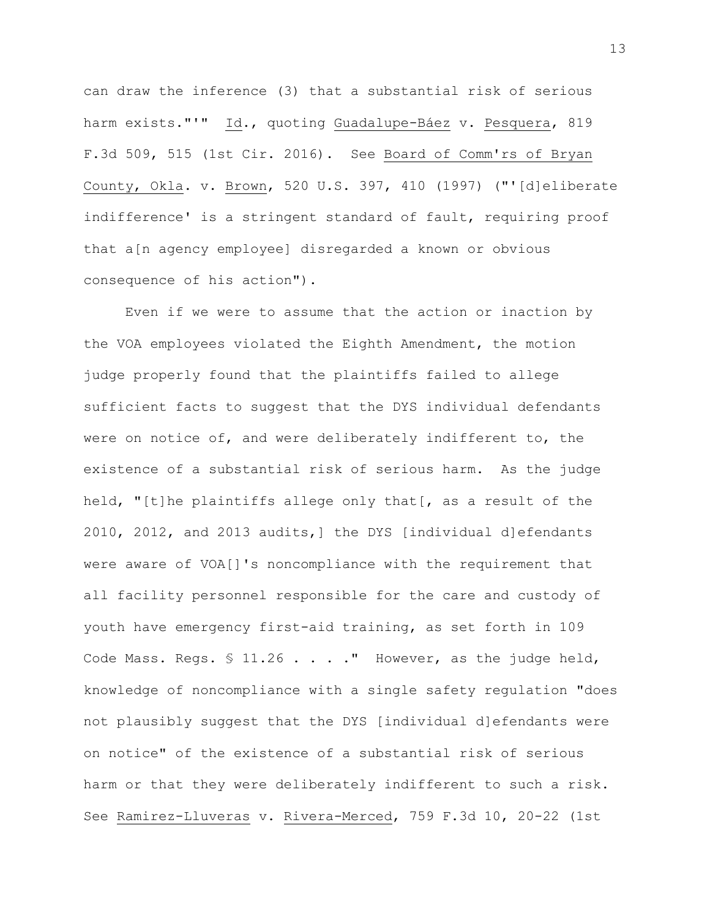can draw the inference (3) that a substantial risk of serious harm exists."'" Id., quoting Guadalupe-Báez v. Pesquera, 819 F.3d 509, 515 (1st Cir. 2016). See Board of Comm'rs of Bryan County, Okla. v. Brown, 520 U.S. 397, 410 (1997) ("'[d]eliberate indifference' is a stringent standard of fault, requiring proof that a[n agency employee] disregarded a known or obvious consequence of his action").

Even if we were to assume that the action or inaction by the VOA employees violated the Eighth Amendment, the motion judge properly found that the plaintiffs failed to allege sufficient facts to suggest that the DYS individual defendants were on notice of, and were deliberately indifferent to, the existence of a substantial risk of serious harm. As the judge held, "[t]he plaintiffs allege only that[, as a result of the 2010, 2012, and 2013 audits,] the DYS [individual d]efendants were aware of VOA[]'s noncompliance with the requirement that all facility personnel responsible for the care and custody of youth have emergency first-aid training, as set forth in 109 Code Mass. Regs. § 11.26 . . . ." However, as the judge held, knowledge of noncompliance with a single safety regulation "does not plausibly suggest that the DYS [individual d]efendants were on notice" of the existence of a substantial risk of serious harm or that they were deliberately indifferent to such a risk. See Ramirez-Lluveras v. Rivera-Merced, 759 F.3d 10, 20-22 (1st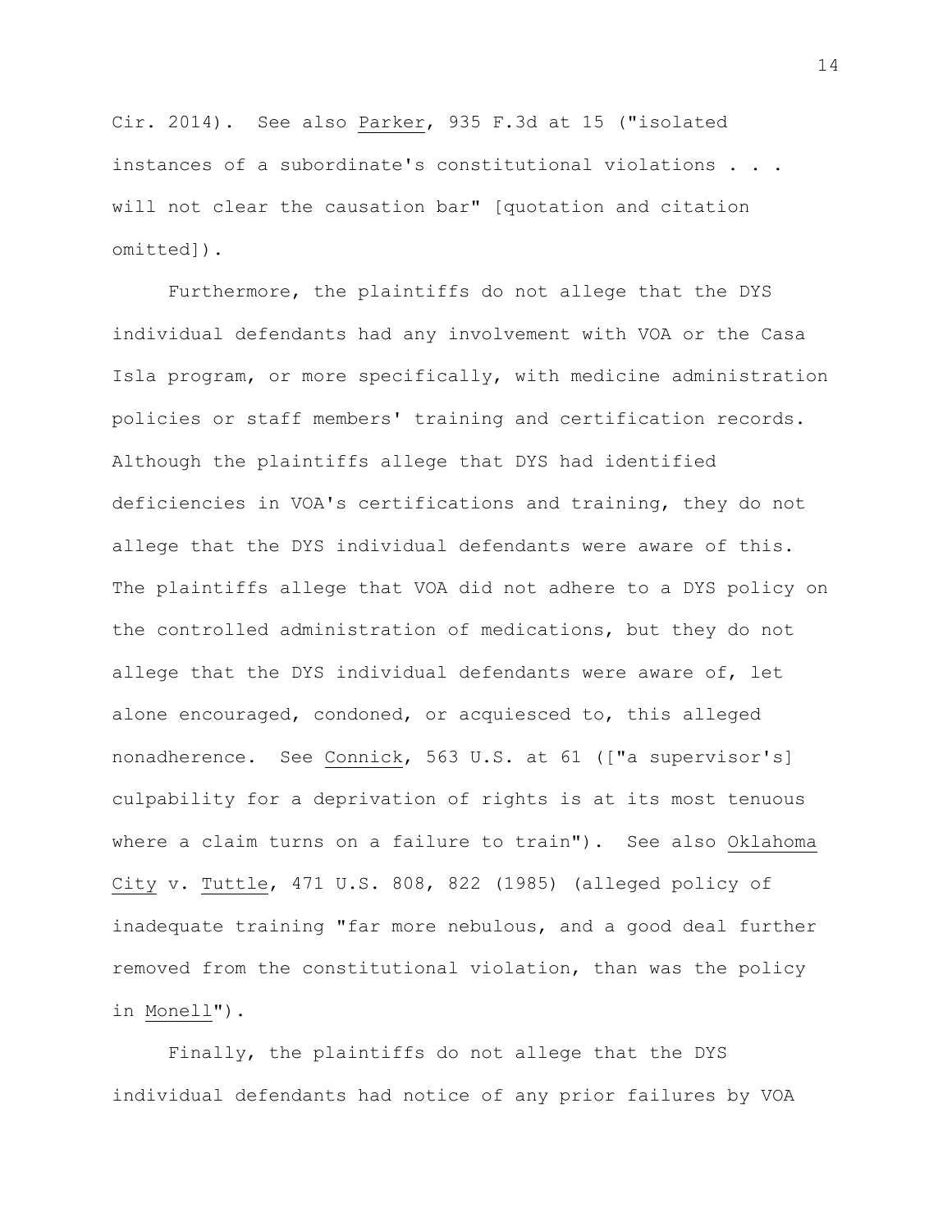Cir. 2014). See also Parker, 935 F.3d at 15 ("isolated instances of a subordinate's constitutional violations . . . will not clear the causation bar" [quotation and citation omitted]).

Furthermore, the plaintiffs do not allege that the DYS individual defendants had any involvement with VOA or the Casa Isla program, or more specifically, with medicine administration policies or staff members' training and certification records. Although the plaintiffs allege that DYS had identified deficiencies in VOA's certifications and training, they do not allege that the DYS individual defendants were aware of this. The plaintiffs allege that VOA did not adhere to a DYS policy on the controlled administration of medications, but they do not allege that the DYS individual defendants were aware of, let alone encouraged, condoned, or acquiesced to, this alleged nonadherence. See Connick, 563 U.S. at 61 (["a supervisor's] culpability for a deprivation of rights is at its most tenuous where a claim turns on a failure to train"). See also Oklahoma City v. Tuttle, 471 U.S. 808, 822 (1985) (alleged policy of inadequate training "far more nebulous, and a good deal further removed from the constitutional violation, than was the policy in Monell").

Finally, the plaintiffs do not allege that the DYS individual defendants had notice of any prior failures by VOA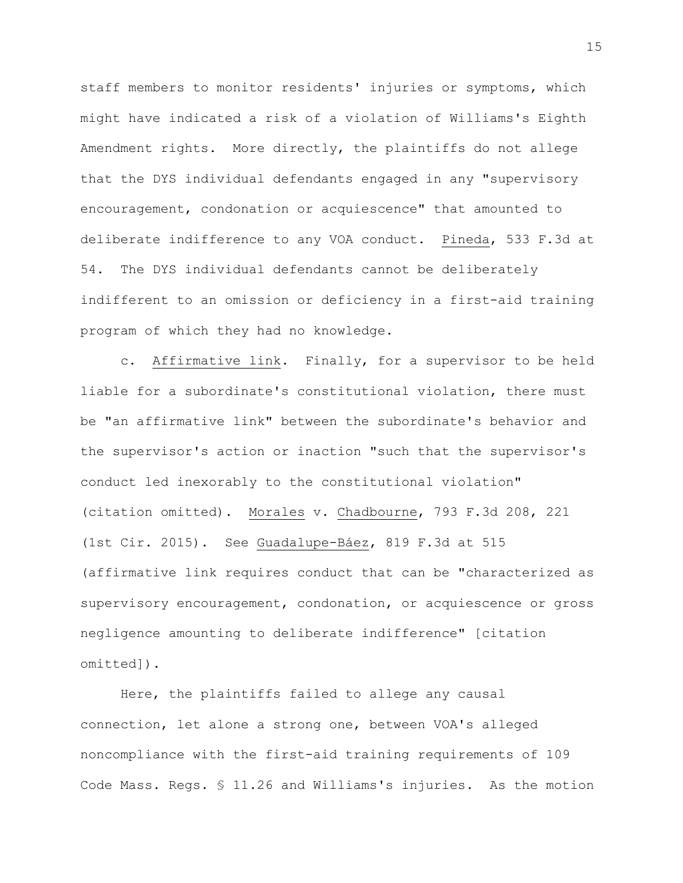staff members to monitor residents' injuries or symptoms, which might have indicated a risk of a violation of Williams's Eighth Amendment rights. More directly, the plaintiffs do not allege that the DYS individual defendants engaged in any "supervisory encouragement, condonation or acquiescence" that amounted to deliberate indifference to any VOA conduct. Pineda, 533 F.3d at 54. The DYS individual defendants cannot be deliberately indifferent to an omission or deficiency in a first-aid training program of which they had no knowledge.

c. Affirmative link. Finally, for a supervisor to be held liable for a subordinate's constitutional violation, there must be "an affirmative link" between the subordinate's behavior and the supervisor's action or inaction "such that the supervisor's conduct led inexorably to the constitutional violation" (citation omitted). Morales v. Chadbourne, 793 F.3d 208, 221 (1st Cir. 2015). See Guadalupe-Báez, 819 F.3d at 515 (affirmative link requires conduct that can be "characterized as supervisory encouragement, condonation, or acquiescence or gross negligence amounting to deliberate indifference" [citation omitted]).

Here, the plaintiffs failed to allege any causal connection, let alone a strong one, between VOA's alleged noncompliance with the first-aid training requirements of 109 Code Mass. Regs. § 11.26 and Williams's injuries. As the motion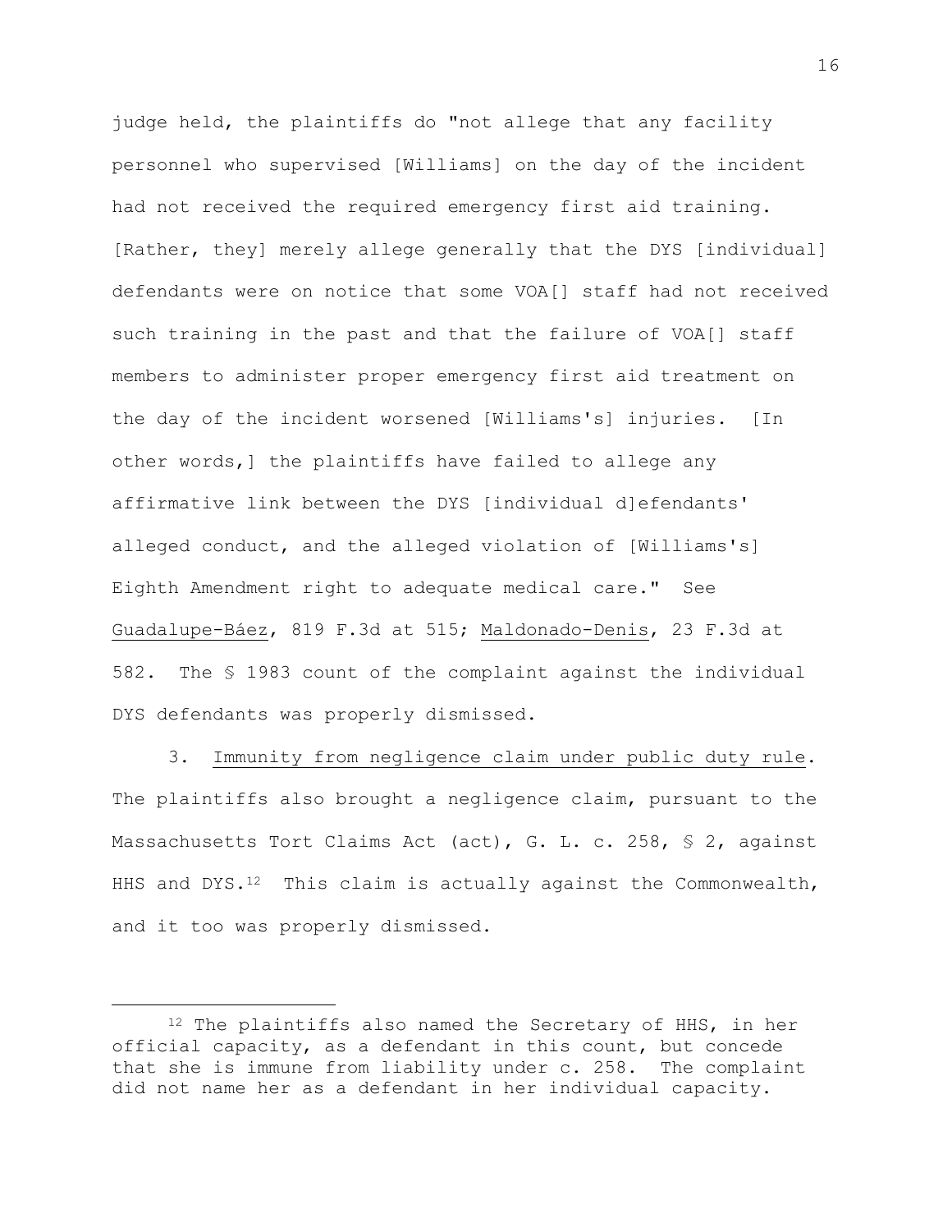judge held, the plaintiffs do "not allege that any facility personnel who supervised [Williams] on the day of the incident had not received the required emergency first aid training. [Rather, they] merely allege generally that the DYS [individual] defendants were on notice that some VOA[] staff had not received such training in the past and that the failure of VOA[] staff members to administer proper emergency first aid treatment on the day of the incident worsened [Williams's] injuries. [In other words,] the plaintiffs have failed to allege any affirmative link between the DYS [individual d]efendants' alleged conduct, and the alleged violation of [Williams's] Eighth Amendment right to adequate medical care." See <u>Guadalupe-Báez</u>, 819 F.3d at 515; <u>Maldonado-Denis</u>, 23 F.3d at 582. The § 1983 count of the complaint against the individual DYS defendants was properly dismissed.

3. <u>Immunity from negligence claim under public duty rule</u>. The plaintiffs also brought a negligence claim, pursuant to the Massachusetts Tort Claims Act (act), G. L. c. 258, § 2, against HHS and DYS.[12] This claim is actually against the Commonwealth, and it too was properly dismissed.

---

[12] The plaintiffs also named the Secretary of HHS, in her official capacity, as a defendant in this count, but concede that she is immune from liability under c. 258. The complaint did not name her as a defendant in her individual capacity.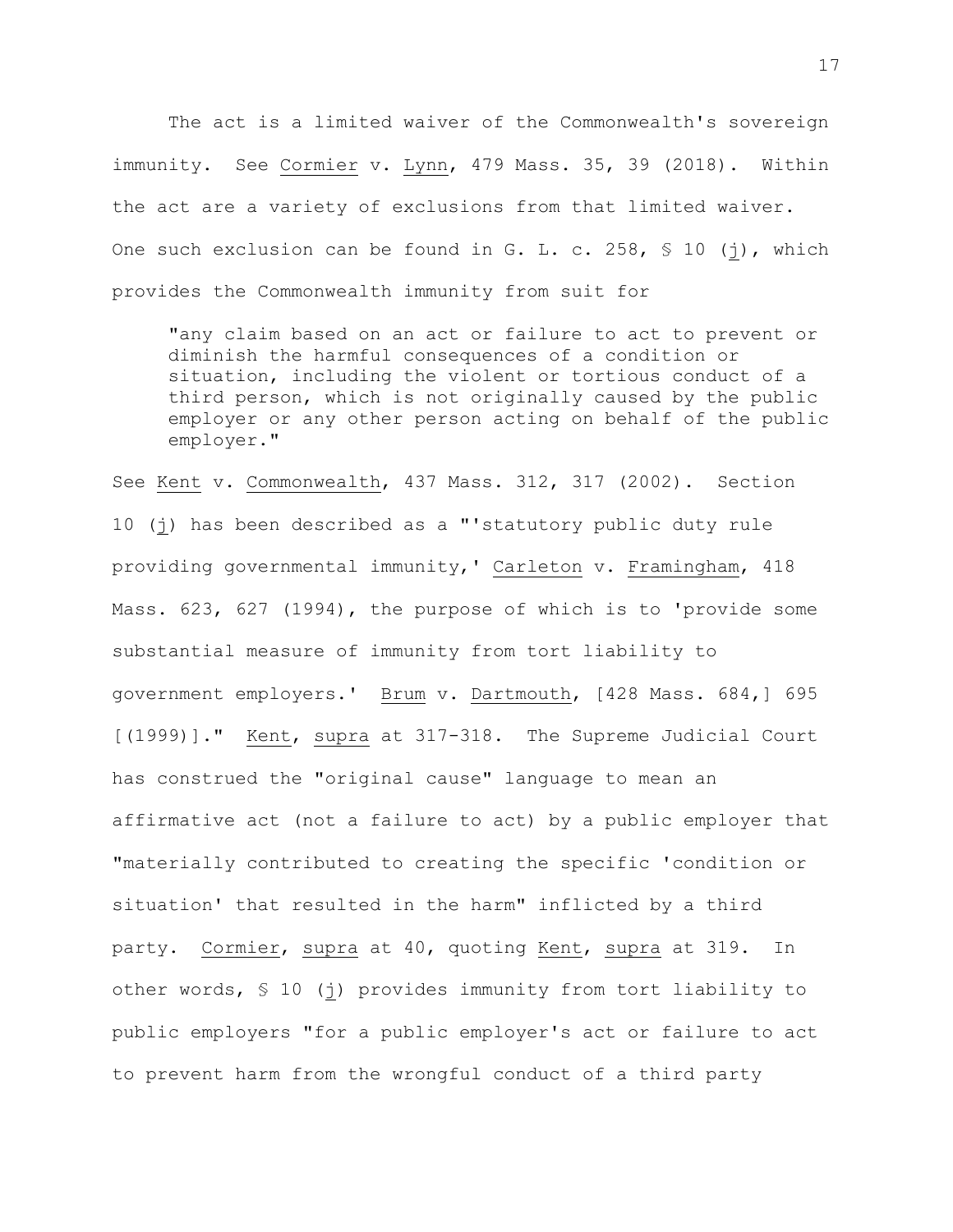The act is a limited waiver of the Commonwealth's sovereign immunity. See Cormier v. Lynn, 479 Mass. 35, 39 (2018). Within the act are a variety of exclusions from that limited waiver. One such exclusion can be found in G. L. c. 258, § 10 (j), which provides the Commonwealth immunity from suit for

> "any claim based on an act or failure to act to prevent or diminish the harmful consequences of a condition or situation, including the violent or tortious conduct of a third person, which is not originally caused by the public employer or any other person acting on behalf of the public employer."

See Kent v. Commonwealth, 437 Mass. 312, 317 (2002). Section 10 (j) has been described as a "'statutory public duty rule providing governmental immunity,' Carleton v. Framingham, 418 Mass. 623, 627 (1994), the purpose of which is to 'provide some substantial measure of immunity from tort liability to government employers.' Brum v. Dartmouth, [428 Mass. 684,] 695 [(1999)]." Kent, supra at 317-318. The Supreme Judicial Court has construed the "original cause" language to mean an affirmative act (not a failure to act) by a public employer that "materially contributed to creating the specific 'condition or situation' that resulted in the harm" inflicted by a third party. Cormier, supra at 40, quoting Kent, supra at 319. In other words, § 10 (j) provides immunity from tort liability to public employers "for a public employer's act or failure to act to prevent harm from the wrongful conduct of a third party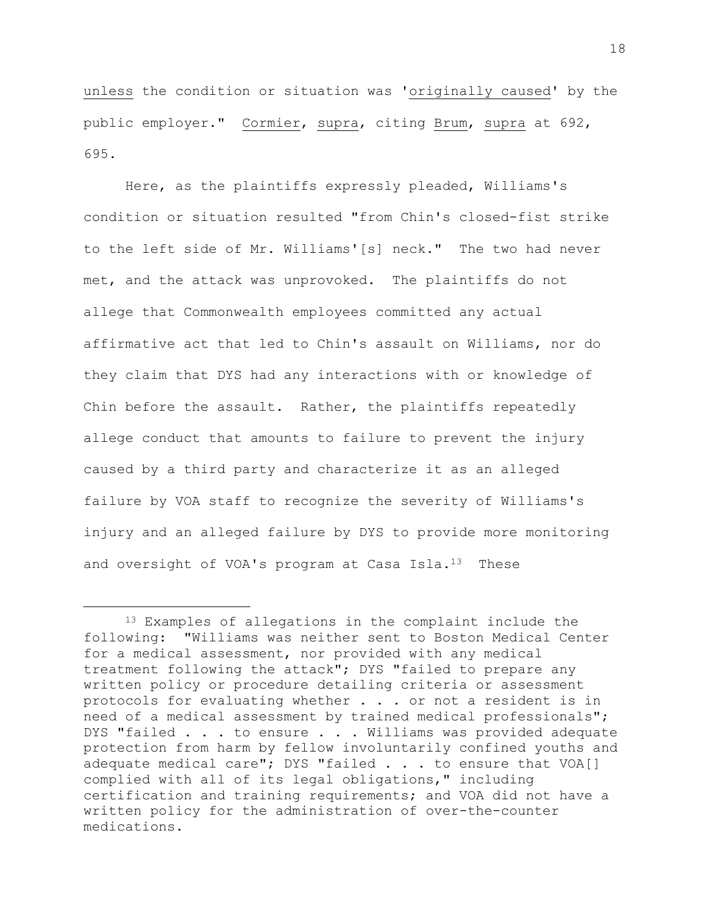unless the condition or situation was 'originally caused' by the public employer." Cormier, supra, citing Brum, supra at 692, 695.

Here, as the plaintiffs expressly pleaded, Williams's condition or situation resulted "from Chin's closed-fist strike to the left side of Mr. Williams'[s] neck." The two had never met, and the attack was unprovoked. The plaintiffs do not allege that Commonwealth employees committed any actual affirmative act that led to Chin's assault on Williams, nor do they claim that DYS had any interactions with or knowledge of Chin before the assault. Rather, the plaintiffs repeatedly allege conduct that amounts to failure to prevent the injury caused by a third party and characterize it as an alleged failure by VOA staff to recognize the severity of Williams's injury and an alleged failure by DYS to provide more monitoring and oversight of VOA's program at Casa Isla.[13] These

---

[13] Examples of allegations in the complaint include the following: "Williams was neither sent to Boston Medical Center for a medical assessment, nor provided with any medical treatment following the attack"; DYS "failed to prepare any written policy or procedure detailing criteria or assessment protocols for evaluating whether . . . or not a resident is in need of a medical assessment by trained medical professionals"; DYS "failed . . . to ensure . . . Williams was provided adequate protection from harm by fellow involuntarily confined youths and adequate medical care"; DYS "failed . . . to ensure that VOA[] complied with all of its legal obligations," including certification and training requirements; and VOA did not have a written policy for the administration of over-the-counter medications.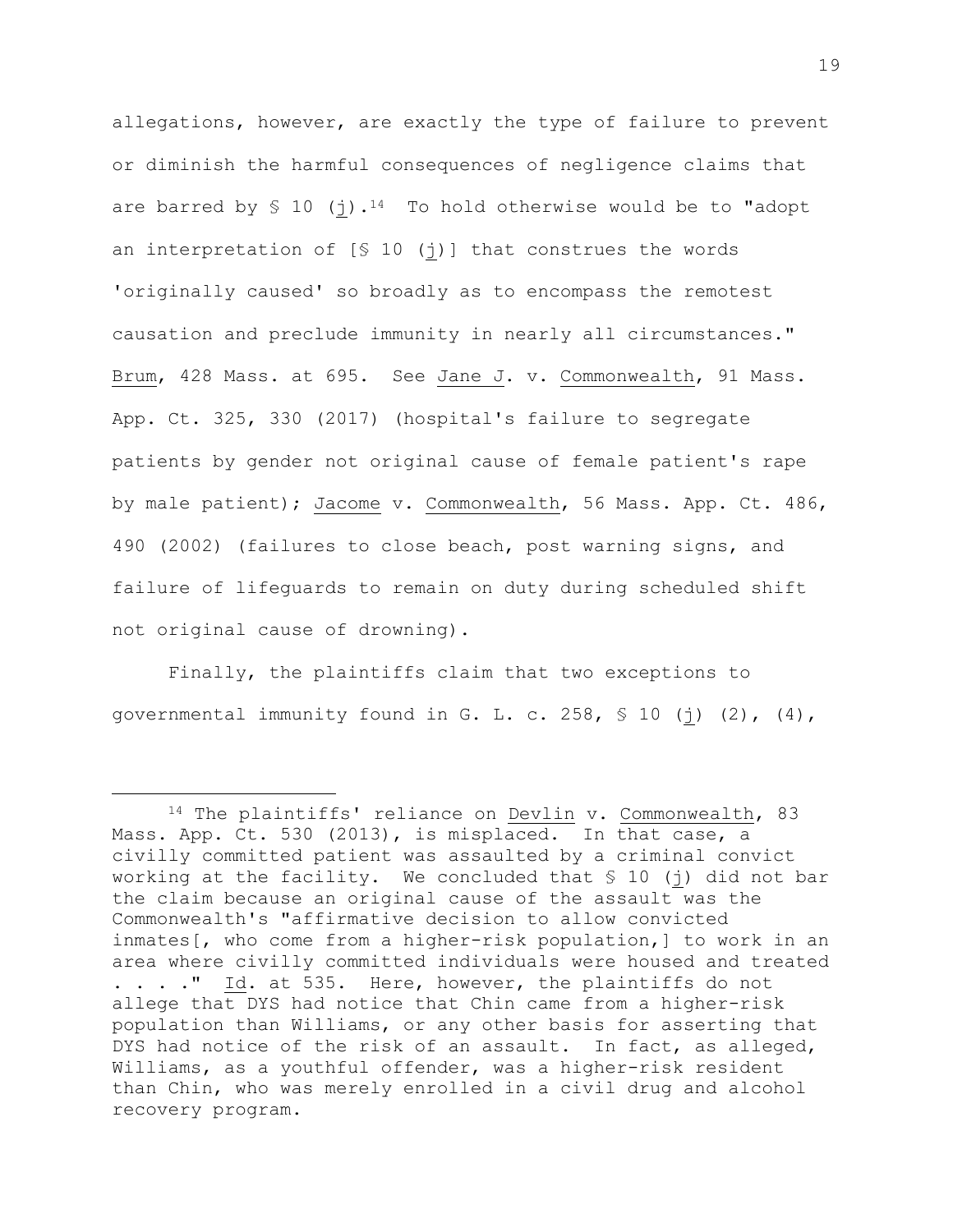allegations, however, are exactly the type of failure to prevent or diminish the harmful consequences of negligence claims that are barred by § 10 (j).[14] To hold otherwise would be to "adopt an interpretation of [§ 10 (j)] that construes the words 'originally caused' so broadly as to encompass the remotest causation and preclude immunity in nearly all circumstances." Brum, 428 Mass. at 695. See Jane J. v. Commonwealth, 91 Mass. App. Ct. 325, 330 (2017) (hospital's failure to segregate patients by gender not original cause of female patient's rape by male patient); Jacome v. Commonwealth, 56 Mass. App. Ct. 486, 490 (2002) (failures to close beach, post warning signs, and failure of lifeguards to remain on duty during scheduled shift not original cause of drowning).

Finally, the plaintiffs claim that two exceptions to governmental immunity found in G. L. c. 258, § 10 (j) (2), (4),

---

[14] The plaintiffs' reliance on Devlin v. Commonwealth, 83 Mass. App. Ct. 530 (2013), is misplaced. In that case, a civilly committed patient was assaulted by a criminal convict working at the facility. We concluded that § 10 (j) did not bar the claim because an original cause of the assault was the Commonwealth's "affirmative decision to allow convicted inmates[, who come from a higher-risk population,] to work in an area where civilly committed individuals were housed and treated . . . ." Id. at 535. Here, however, the plaintiffs do not allege that DYS had notice that Chin came from a higher-risk population than Williams, or any other basis for asserting that DYS had notice of the risk of an assault. In fact, as alleged, Williams, as a youthful offender, was a higher-risk resident than Chin, who was merely enrolled in a civil drug and alcohol recovery program.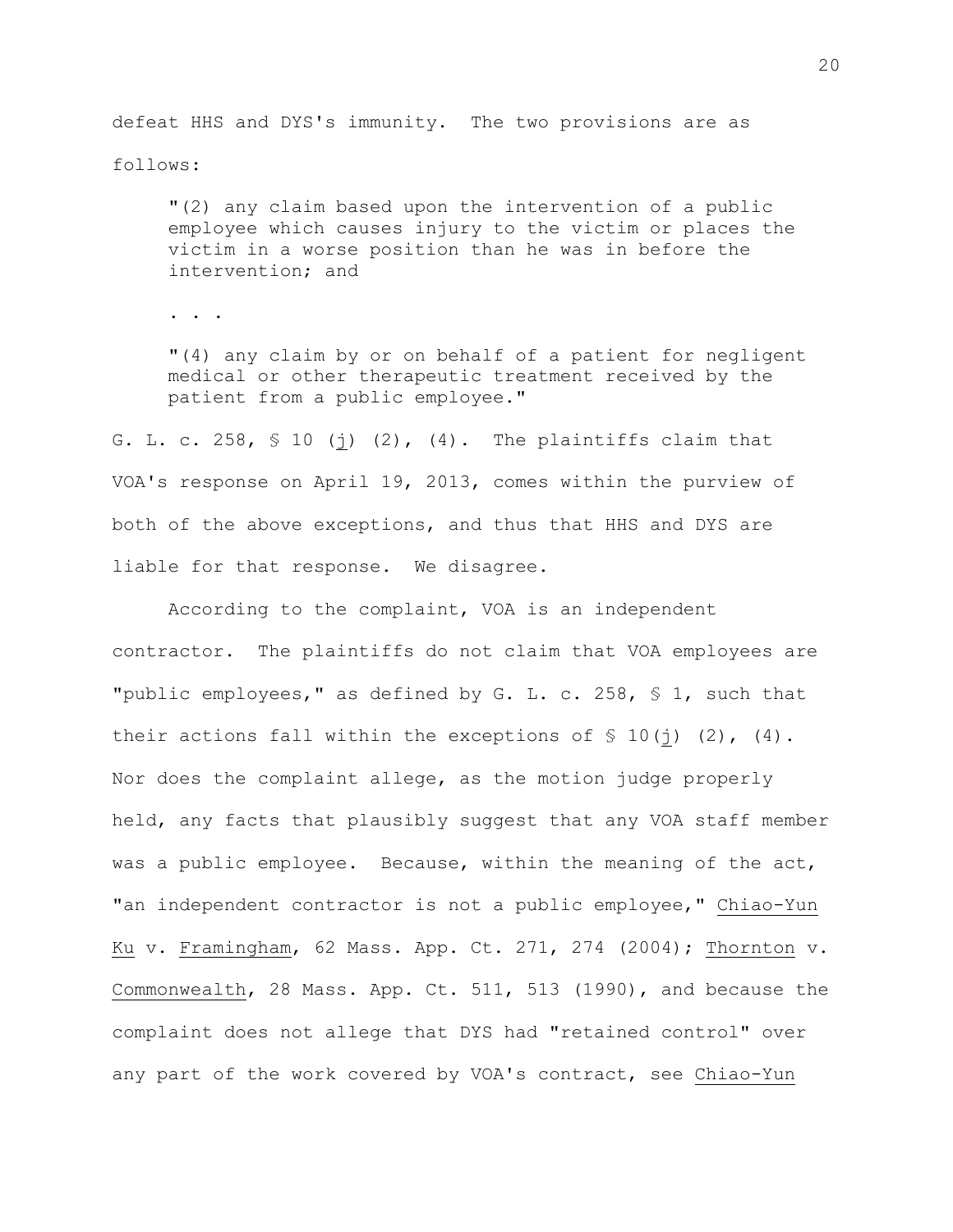defeat HHS and DYS's immunity. The two provisions are as follows:

> "(2) any claim based upon the intervention of a public employee which causes injury to the victim or places the victim in a worse position than he was in before the intervention; and
>
> . . .
>
> "(4) any claim by or on behalf of a patient for negligent medical or other therapeutic treatment received by the patient from a public employee."

G. L. c. 258, § 10 (j) (2), (4). The plaintiffs claim that VOA's response on April 19, 2013, comes within the purview of both of the above exceptions, and thus that HHS and DYS are liable for that response. We disagree.

According to the complaint, VOA is an independent contractor. The plaintiffs do not claim that VOA employees are "public employees," as defined by G. L. c. 258, § 1, such that their actions fall within the exceptions of § 10(j) (2), (4). Nor does the complaint allege, as the motion judge properly held, any facts that plausibly suggest that any VOA staff member was a public employee. Because, within the meaning of the act, "an independent contractor is not a public employee," Chiao-Yun Ku v. Framingham, 62 Mass. App. Ct. 271, 274 (2004); Thornton v. Commonwealth, 28 Mass. App. Ct. 511, 513 (1990), and because the complaint does not allege that DYS had "retained control" over any part of the work covered by VOA's contract, see Chiao-Yun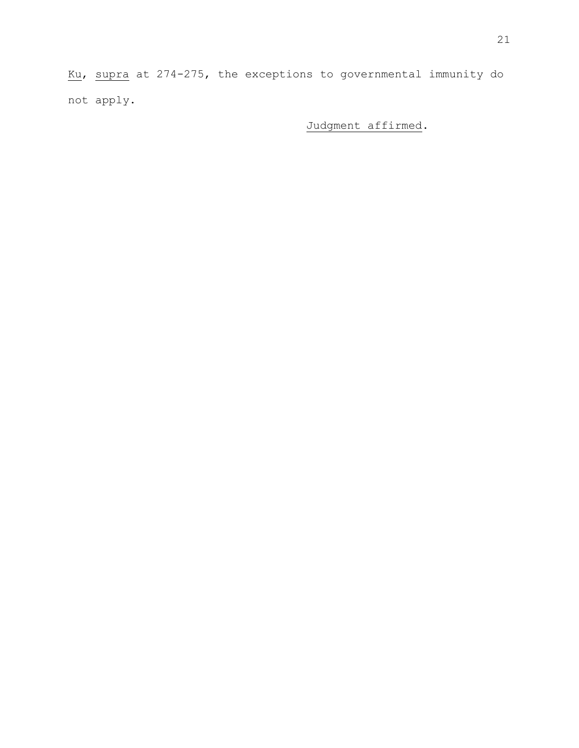*Ku*, *supra* at 274-275, the exceptions to governmental immunity do not apply.

*Judgment affirmed*.